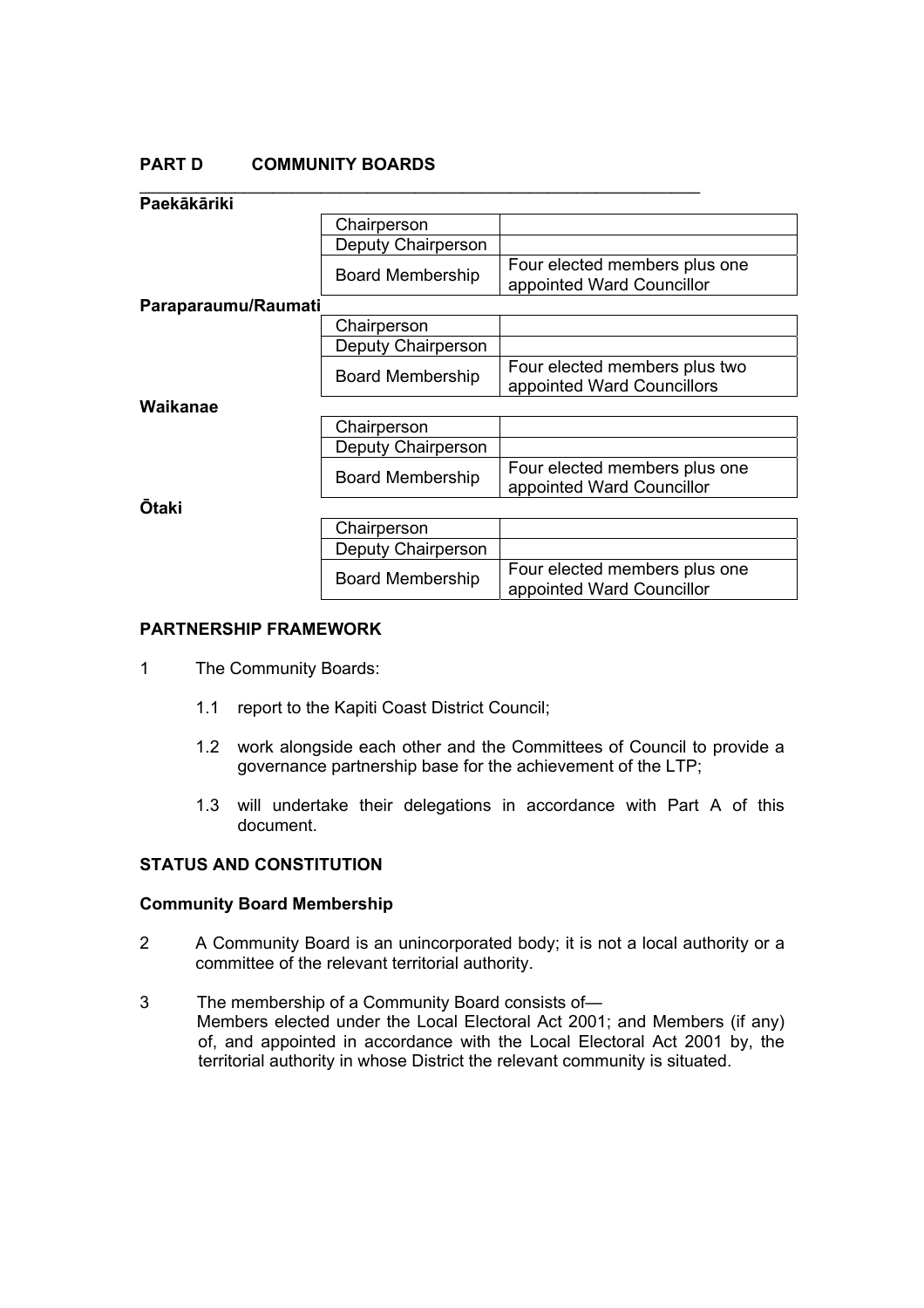## PART D COMMUNITY BOARDS

**Paekākāriki**

| | |
|---|---|
| Chairperson | |
| Deputy Chairperson | |
| Board Membership | Four elected members plus one appointed Ward Councillor |

**Paraparaumu/Raumati**

| | |
|---|---|
| Chairperson | |
| Deputy Chairperson | |
| Board Membership | Four elected members plus two appointed Ward Councillors |

**Waikanae**

| | |
|---|---|
| Chairperson | |
| Deputy Chairperson | |
| Board Membership | Four elected members plus one appointed Ward Councillor |

**Ōtaki**

| | |
|---|---|
| Chairperson | |
| Deputy Chairperson | |
| Board Membership | Four elected members plus one appointed Ward Councillor |

### PARTNERSHIP FRAMEWORK

1 The Community Boards:

   1.1 report to the Kapiti Coast District Council;

   1.2 work alongside each other and the Committees of Council to provide a governance partnership base for the achievement of the LTP;

   1.3 will undertake their delegations in accordance with Part A of this document.

### STATUS AND CONSTITUTION

**Community Board Membership**

2 A Community Board is an unincorporated body; it is not a local authority or a committee of the relevant territorial authority.

3 The membership of a Community Board consists of—
Members elected under the Local Electoral Act 2001; and Members (if any) of, and appointed in accordance with the Local Electoral Act 2001 by, the territorial authority in whose District the relevant community is situated.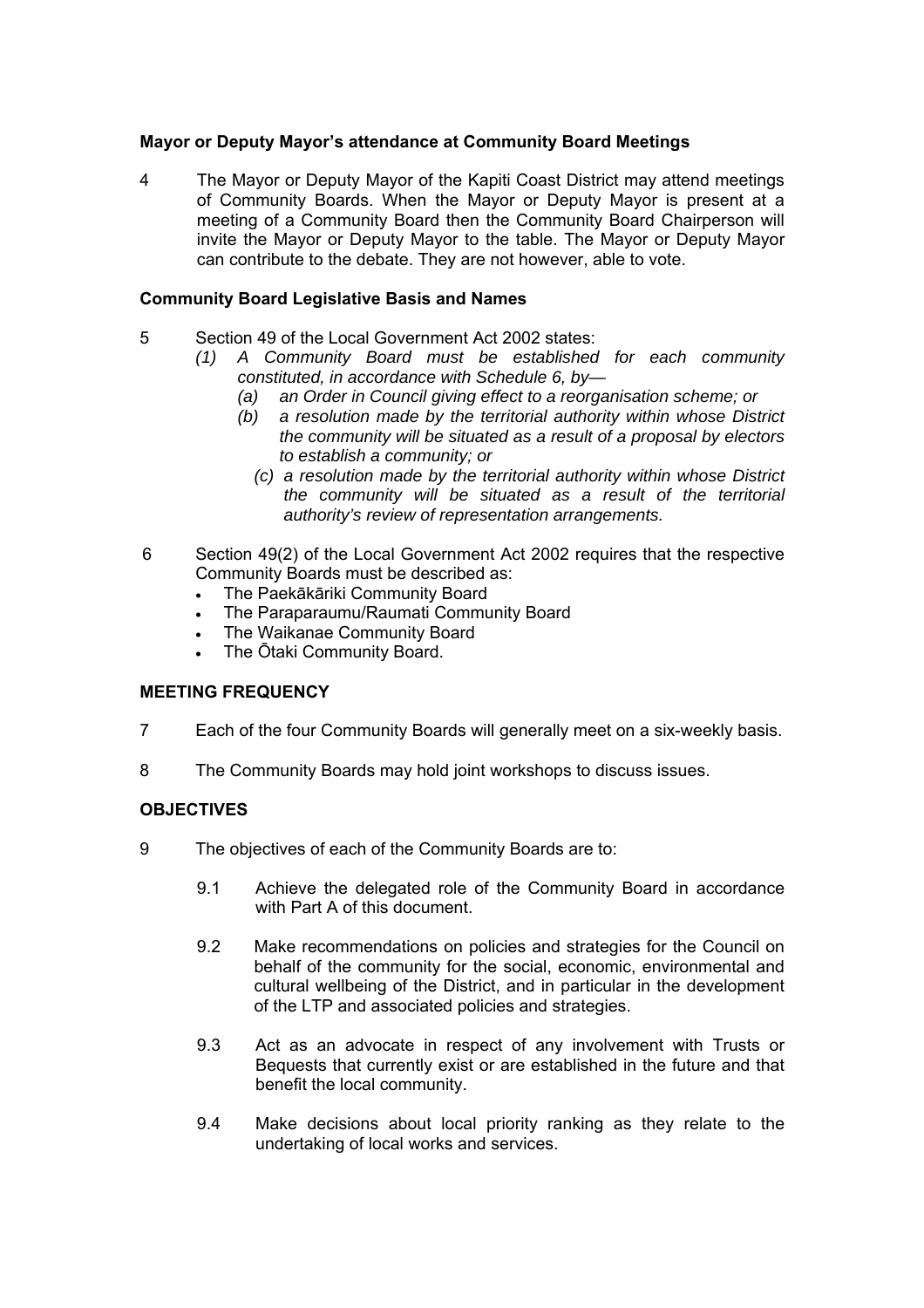**Mayor or Deputy Mayor's attendance at Community Board Meetings**

4 The Mayor or Deputy Mayor of the Kapiti Coast District may attend meetings of Community Boards. When the Mayor or Deputy Mayor is present at a meeting of a Community Board then the Community Board Chairperson will invite the Mayor or Deputy Mayor to the table. The Mayor or Deputy Mayor can contribute to the debate. They are not however, able to vote.

**Community Board Legislative Basis and Names**

5 Section 49 of the Local Government Act 2002 states:

*(1) A Community Board must be established for each community constituted, in accordance with Schedule 6, by—*

*(a) an Order in Council giving effect to a reorganisation scheme; or*

*(b) a resolution made by the territorial authority within whose District the community will be situated as a result of a proposal by electors to establish a community; or*

*(c) a resolution made by the territorial authority within whose District the community will be situated as a result of the territorial authority's review of representation arrangements.*

6 Section 49(2) of the Local Government Act 2002 requires that the respective Community Boards must be described as:

- The Paekākāriki Community Board
- The Paraparaumu/Raumati Community Board
- The Waikanae Community Board
- The Ōtaki Community Board.

## MEETING FREQUENCY

7 Each of the four Community Boards will generally meet on a six-weekly basis.

8 The Community Boards may hold joint workshops to discuss issues.

## OBJECTIVES

9 The objectives of each of the Community Boards are to:

9.1 Achieve the delegated role of the Community Board in accordance with Part A of this document.

9.2 Make recommendations on policies and strategies for the Council on behalf of the community for the social, economic, environmental and cultural wellbeing of the District, and in particular in the development of the LTP and associated policies and strategies.

9.3 Act as an advocate in respect of any involvement with Trusts or Bequests that currently exist or are established in the future and that benefit the local community.

9.4 Make decisions about local priority ranking as they relate to the undertaking of local works and services.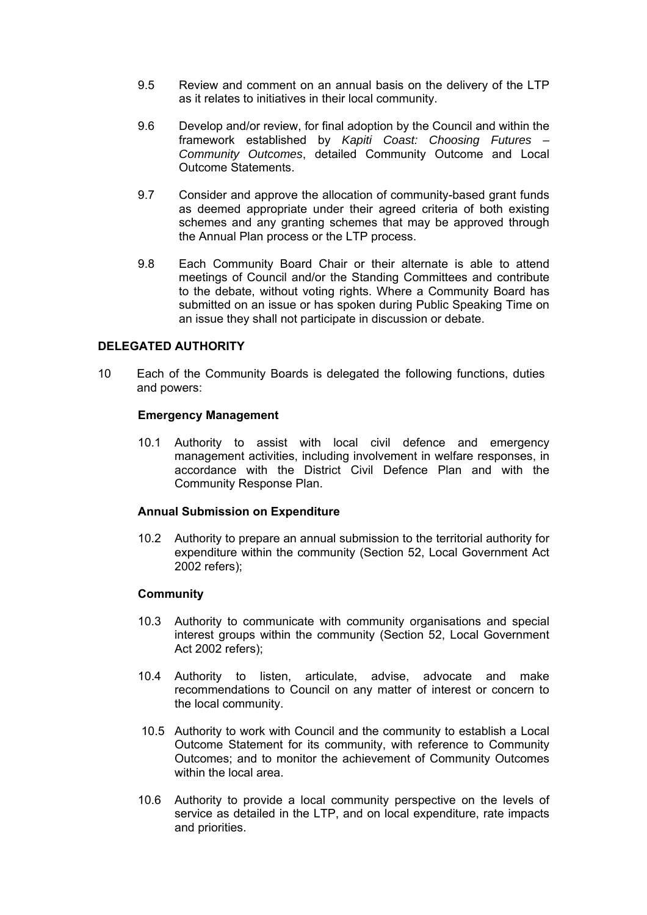9.5 Review and comment on an annual basis on the delivery of the LTP as it relates to initiatives in their local community.

9.6 Develop and/or review, for final adoption by the Council and within the framework established by *Kapiti Coast: Choosing Futures – Community Outcomes*, detailed Community Outcome and Local Outcome Statements.

9.7 Consider and approve the allocation of community-based grant funds as deemed appropriate under their agreed criteria of both existing schemes and any granting schemes that may be approved through the Annual Plan process or the LTP process.

9.8 Each Community Board Chair or their alternate is able to attend meetings of Council and/or the Standing Committees and contribute to the debate, without voting rights. Where a Community Board has submitted on an issue or has spoken during Public Speaking Time on an issue they shall not participate in discussion or debate.

## DELEGATED AUTHORITY

10 Each of the Community Boards is delegated the following functions, duties and powers:

### Emergency Management

10.1 Authority to assist with local civil defence and emergency management activities, including involvement in welfare responses, in accordance with the District Civil Defence Plan and with the Community Response Plan.

### Annual Submission on Expenditure

10.2 Authority to prepare an annual submission to the territorial authority for expenditure within the community (Section 52, Local Government Act 2002 refers);

### Community

10.3 Authority to communicate with community organisations and special interest groups within the community (Section 52, Local Government Act 2002 refers);

10.4 Authority to listen, articulate, advise, advocate and make recommendations to Council on any matter of interest or concern to the local community.

10.5 Authority to work with Council and the community to establish a Local Outcome Statement for its community, with reference to Community Outcomes; and to monitor the achievement of Community Outcomes within the local area.

10.6 Authority to provide a local community perspective on the levels of service as detailed in the LTP, and on local expenditure, rate impacts and priorities.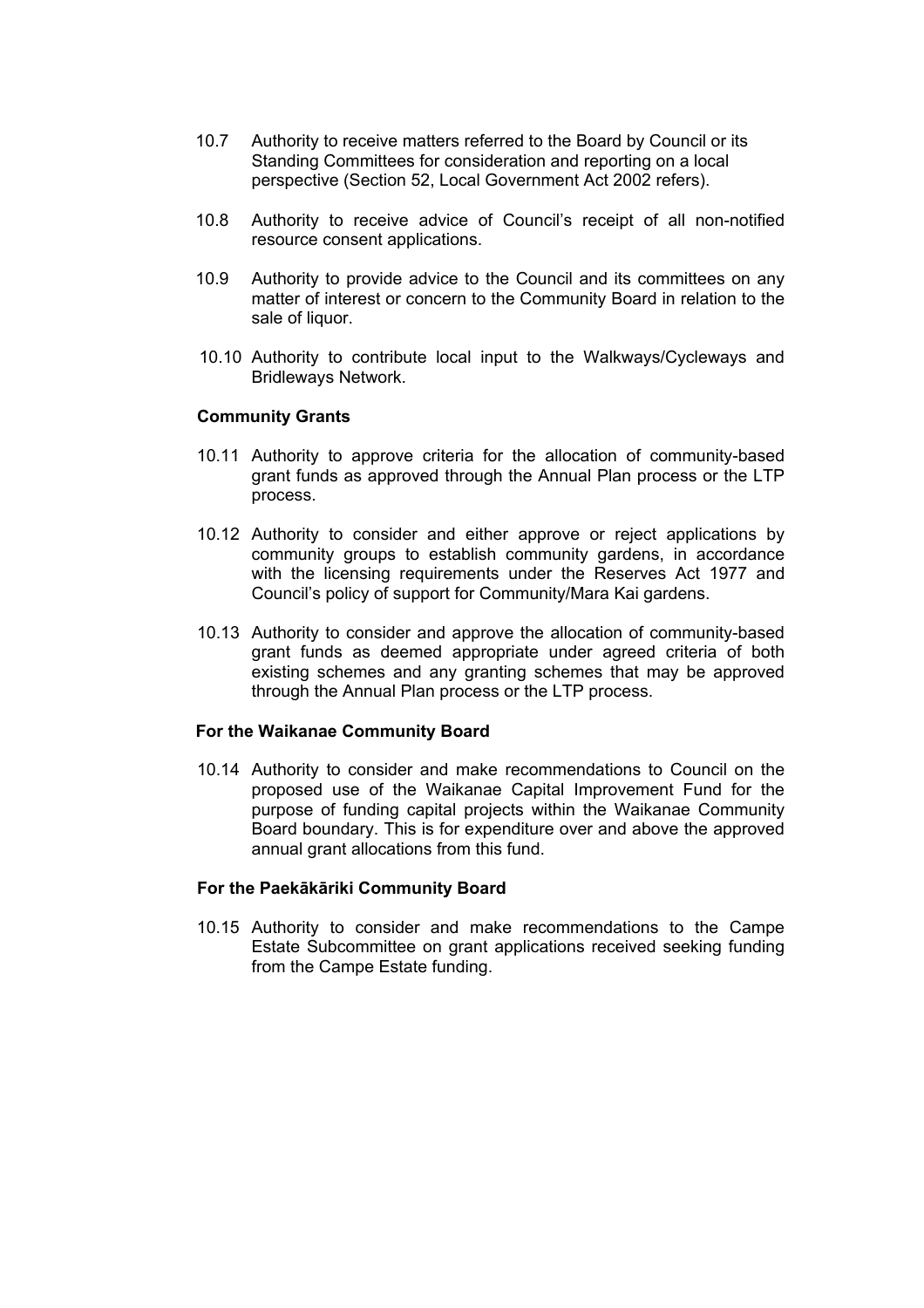10.7 Authority to receive matters referred to the Board by Council or its Standing Committees for consideration and reporting on a local perspective (Section 52, Local Government Act 2002 refers).

10.8 Authority to receive advice of Council's receipt of all non-notified resource consent applications.

10.9 Authority to provide advice to the Council and its committees on any matter of interest or concern to the Community Board in relation to the sale of liquor.

10.10 Authority to contribute local input to the Walkways/Cycleways and Bridleways Network.

**Community Grants**

10.11 Authority to approve criteria for the allocation of community-based grant funds as approved through the Annual Plan process or the LTP process.

10.12 Authority to consider and either approve or reject applications by community groups to establish community gardens, in accordance with the licensing requirements under the Reserves Act 1977 and Council's policy of support for Community/Mara Kai gardens.

10.13 Authority to consider and approve the allocation of community-based grant funds as deemed appropriate under agreed criteria of both existing schemes and any granting schemes that may be approved through the Annual Plan process or the LTP process.

**For the Waikanae Community Board**

10.14 Authority to consider and make recommendations to Council on the proposed use of the Waikanae Capital Improvement Fund for the purpose of funding capital projects within the Waikanae Community Board boundary. This is for expenditure over and above the approved annual grant allocations from this fund.

**For the Paekākāriki Community Board**

10.15 Authority to consider and make recommendations to the Campe Estate Subcommittee on grant applications received seeking funding from the Campe Estate funding.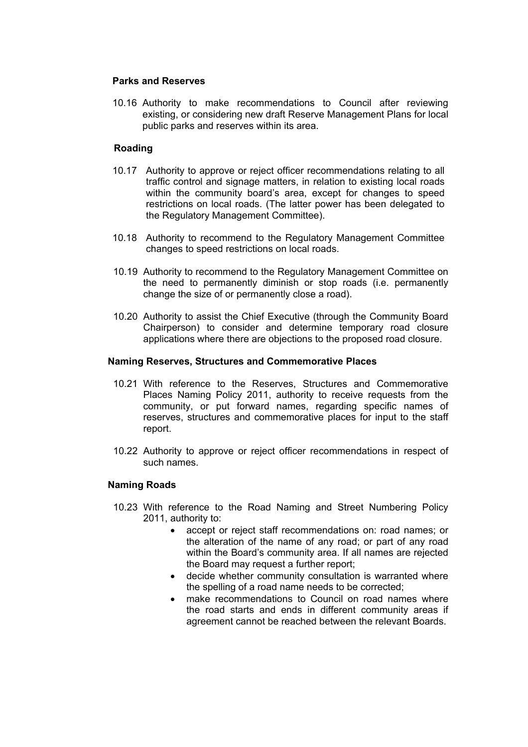**Parks and Reserves**

10.16 Authority to make recommendations to Council after reviewing existing, or considering new draft Reserve Management Plans for local public parks and reserves within its area.

**Roading**

10.17 Authority to approve or reject officer recommendations relating to all traffic control and signage matters, in relation to existing local roads within the community board's area, except for changes to speed restrictions on local roads. (The latter power has been delegated to the Regulatory Management Committee).

10.18 Authority to recommend to the Regulatory Management Committee changes to speed restrictions on local roads.

10.19 Authority to recommend to the Regulatory Management Committee on the need to permanently diminish or stop roads (i.e. permanently change the size of or permanently close a road).

10.20 Authority to assist the Chief Executive (through the Community Board Chairperson) to consider and determine temporary road closure applications where there are objections to the proposed road closure.

**Naming Reserves, Structures and Commemorative Places**

10.21 With reference to the Reserves, Structures and Commemorative Places Naming Policy 2011, authority to receive requests from the community, or put forward names, regarding specific names of reserves, structures and commemorative places for input to the staff report.

10.22 Authority to approve or reject officer recommendations in respect of such names.

**Naming Roads**

10.23 With reference to the Road Naming and Street Numbering Policy 2011, authority to:

- accept or reject staff recommendations on: road names; or the alteration of the name of any road; or part of any road within the Board's community area. If all names are rejected the Board may request a further report;
- decide whether community consultation is warranted where the spelling of a road name needs to be corrected;
- make recommendations to Council on road names where the road starts and ends in different community areas if agreement cannot be reached between the relevant Boards.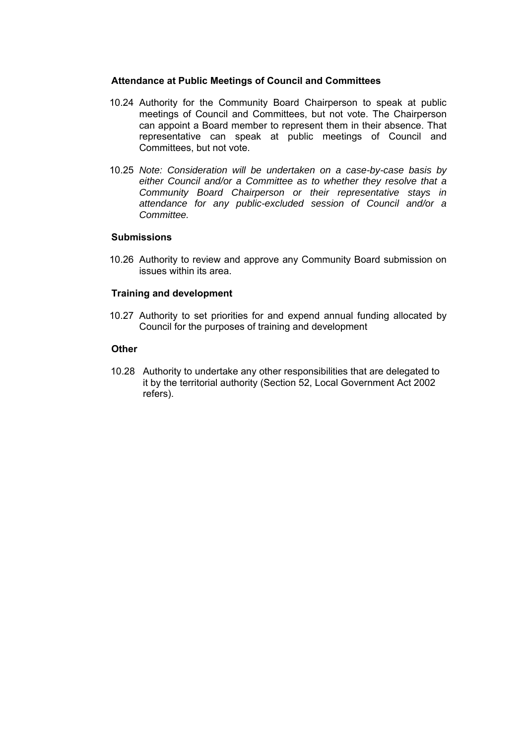**Attendance at Public Meetings of Council and Committees**

10.24 Authority for the Community Board Chairperson to speak at public meetings of Council and Committees, but not vote. The Chairperson can appoint a Board member to represent them in their absence. That representative can speak at public meetings of Council and Committees, but not vote.

10.25 *Note: Consideration will be undertaken on a case-by-case basis by either Council and/or a Committee as to whether they resolve that a Community Board Chairperson or their representative stays in attendance for any public-excluded session of Council and/or a Committee.*

**Submissions**

10.26 Authority to review and approve any Community Board submission on issues within its area.

**Training and development**

10.27 Authority to set priorities for and expend annual funding allocated by Council for the purposes of training and development

**Other**

10.28 Authority to undertake any other responsibilities that are delegated to it by the territorial authority (Section 52, Local Government Act 2002 refers).